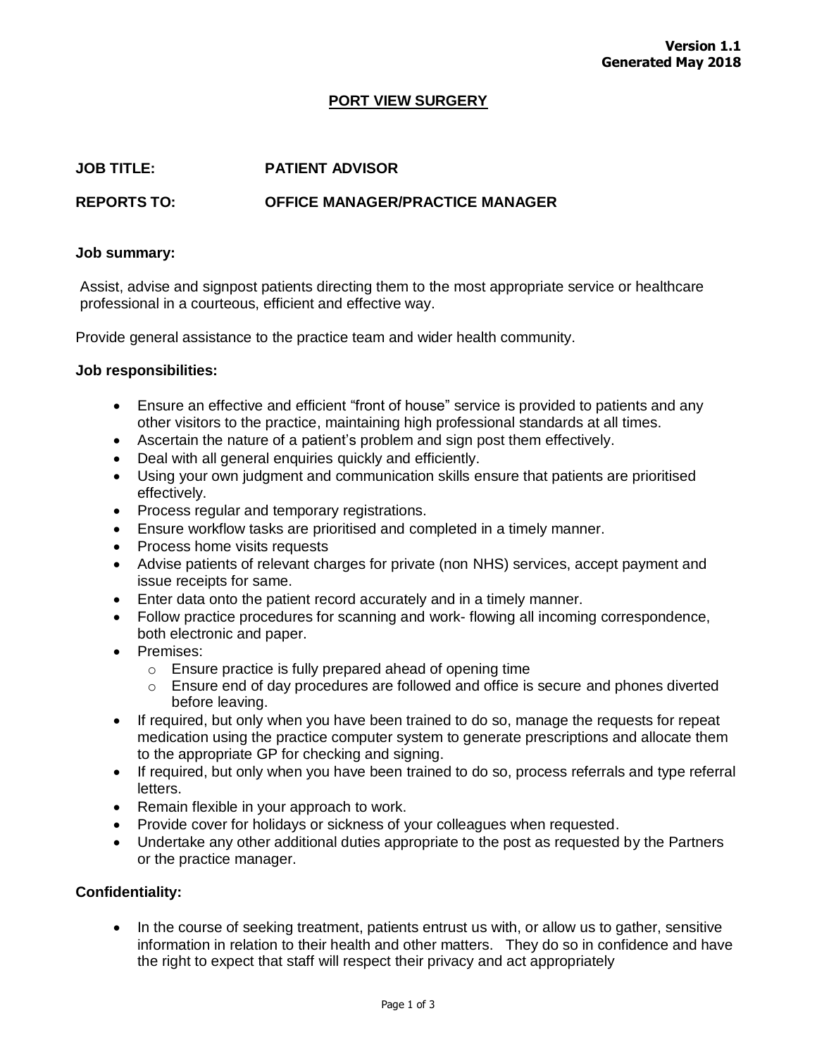**Version 1.1**
**Generated May 2018**

# PORT VIEW SURGERY

**JOB TITLE:** PATIENT ADVISOR

**REPORTS TO:** OFFICE MANAGER/PRACTICE MANAGER

**Job summary:**

Assist, advise and signpost patients directing them to the most appropriate service or healthcare professional in a courteous, efficient and effective way.

Provide general assistance to the practice team and wider health community.

**Job responsibilities:**

- Ensure an effective and efficient "front of house" service is provided to patients and any other visitors to the practice, maintaining high professional standards at all times.
- Ascertain the nature of a patient's problem and sign post them effectively.
- Deal with all general enquiries quickly and efficiently.
- Using your own judgment and communication skills ensure that patients are prioritised effectively.
- Process regular and temporary registrations.
- Ensure workflow tasks are prioritised and completed in a timely manner.
- Process home visits requests
- Advise patients of relevant charges for private (non NHS) services, accept payment and issue receipts for same.
- Enter data onto the patient record accurately and in a timely manner.
- Follow practice procedures for scanning and work- flowing all incoming correspondence, both electronic and paper.
- Premises:
    - Ensure practice is fully prepared ahead of opening time
    - Ensure end of day procedures are followed and office is secure and phones diverted before leaving.
- If required, but only when you have been trained to do so, manage the requests for repeat medication using the practice computer system to generate prescriptions and allocate them to the appropriate GP for checking and signing.
- If required, but only when you have been trained to do so, process referrals and type referral letters.
- Remain flexible in your approach to work.
- Provide cover for holidays or sickness of your colleagues when requested.
- Undertake any other additional duties appropriate to the post as requested by the Partners or the practice manager.

**Confidentiality:**

- In the course of seeking treatment, patients entrust us with, or allow us to gather, sensitive information in relation to their health and other matters. They do so in confidence and have the right to expect that staff will respect their privacy and act appropriately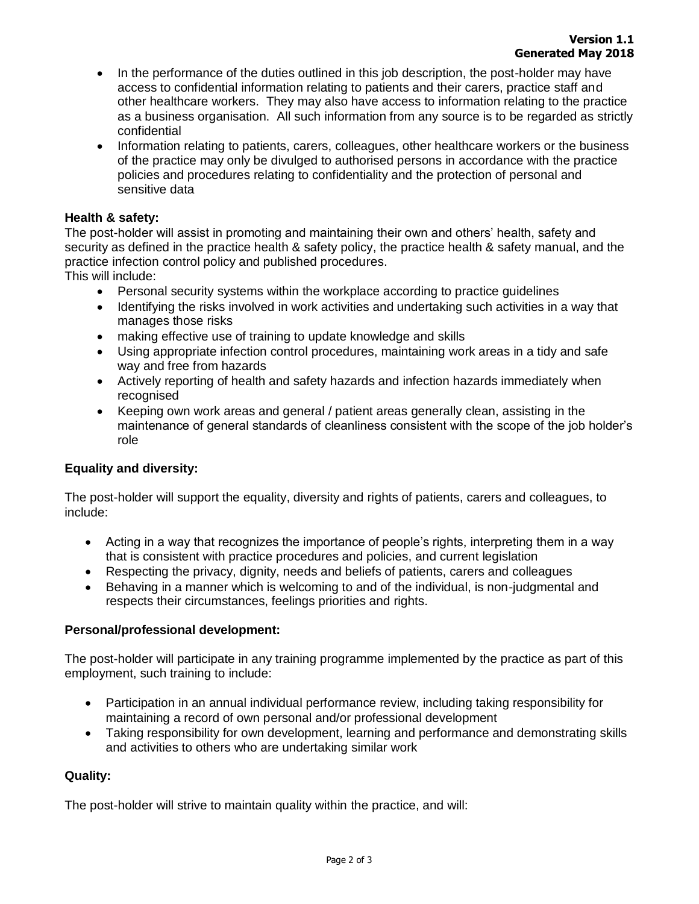- In the performance of the duties outlined in this job description, the post-holder may have access to confidential information relating to patients and their carers, practice staff and other healthcare workers. They may also have access to information relating to the practice as a business organisation. All such information from any source is to be regarded as strictly confidential
- Information relating to patients, carers, colleagues, other healthcare workers or the business of the practice may only be divulged to authorised persons in accordance with the practice policies and procedures relating to confidentiality and the protection of personal and sensitive data

**Health & safety:**

The post-holder will assist in promoting and maintaining their own and others' health, safety and security as defined in the practice health & safety policy, the practice health & safety manual, and the practice infection control policy and published procedures.
This will include:

- Personal security systems within the workplace according to practice guidelines
- Identifying the risks involved in work activities and undertaking such activities in a way that manages those risks
- making effective use of training to update knowledge and skills
- Using appropriate infection control procedures, maintaining work areas in a tidy and safe way and free from hazards
- Actively reporting of health and safety hazards and infection hazards immediately when recognised
- Keeping own work areas and general / patient areas generally clean, assisting in the maintenance of general standards of cleanliness consistent with the scope of the job holder's role

**Equality and diversity:**

The post-holder will support the equality, diversity and rights of patients, carers and colleagues, to include:

- Acting in a way that recognizes the importance of people's rights, interpreting them in a way that is consistent with practice procedures and policies, and current legislation
- Respecting the privacy, dignity, needs and beliefs of patients, carers and colleagues
- Behaving in a manner which is welcoming to and of the individual, is non-judgmental and respects their circumstances, feelings priorities and rights.

**Personal/professional development:**

The post-holder will participate in any training programme implemented by the practice as part of this employment, such training to include:

- Participation in an annual individual performance review, including taking responsibility for maintaining a record of own personal and/or professional development
- Taking responsibility for own development, learning and performance and demonstrating skills and activities to others who are undertaking similar work

**Quality:**

The post-holder will strive to maintain quality within the practice, and will: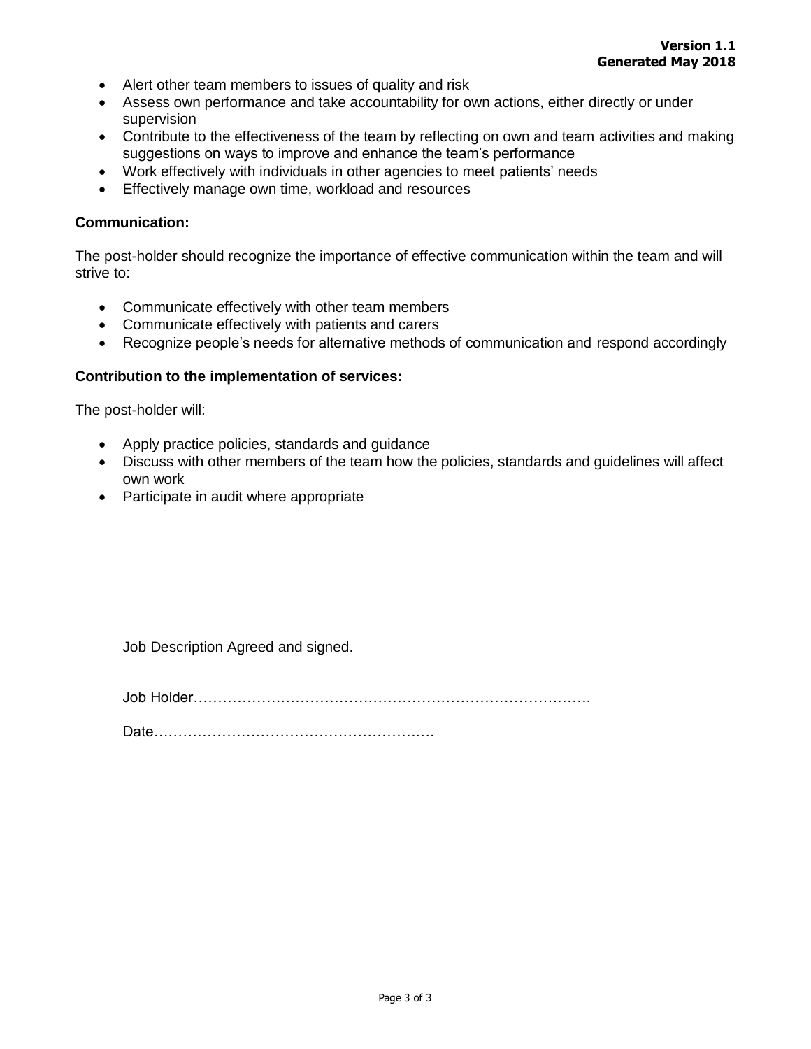- Alert other team members to issues of quality and risk
- Assess own performance and take accountability for own actions, either directly or under supervision
- Contribute to the effectiveness of the team by reflecting on own and team activities and making suggestions on ways to improve and enhance the team's performance
- Work effectively with individuals in other agencies to meet patients' needs
- Effectively manage own time, workload and resources

**Communication:**

The post-holder should recognize the importance of effective communication within the team and will strive to:

- Communicate effectively with other team members
- Communicate effectively with patients and carers
- Recognize people's needs for alternative methods of communication and respond accordingly

**Contribution to the implementation of services:**

The post-holder will:

- Apply practice policies, standards and guidance
- Discuss with other members of the team how the policies, standards and guidelines will affect own work
- Participate in audit where appropriate

Job Description Agreed and signed.

Job Holder………………………………………………………………………….

Date………………………………………………….